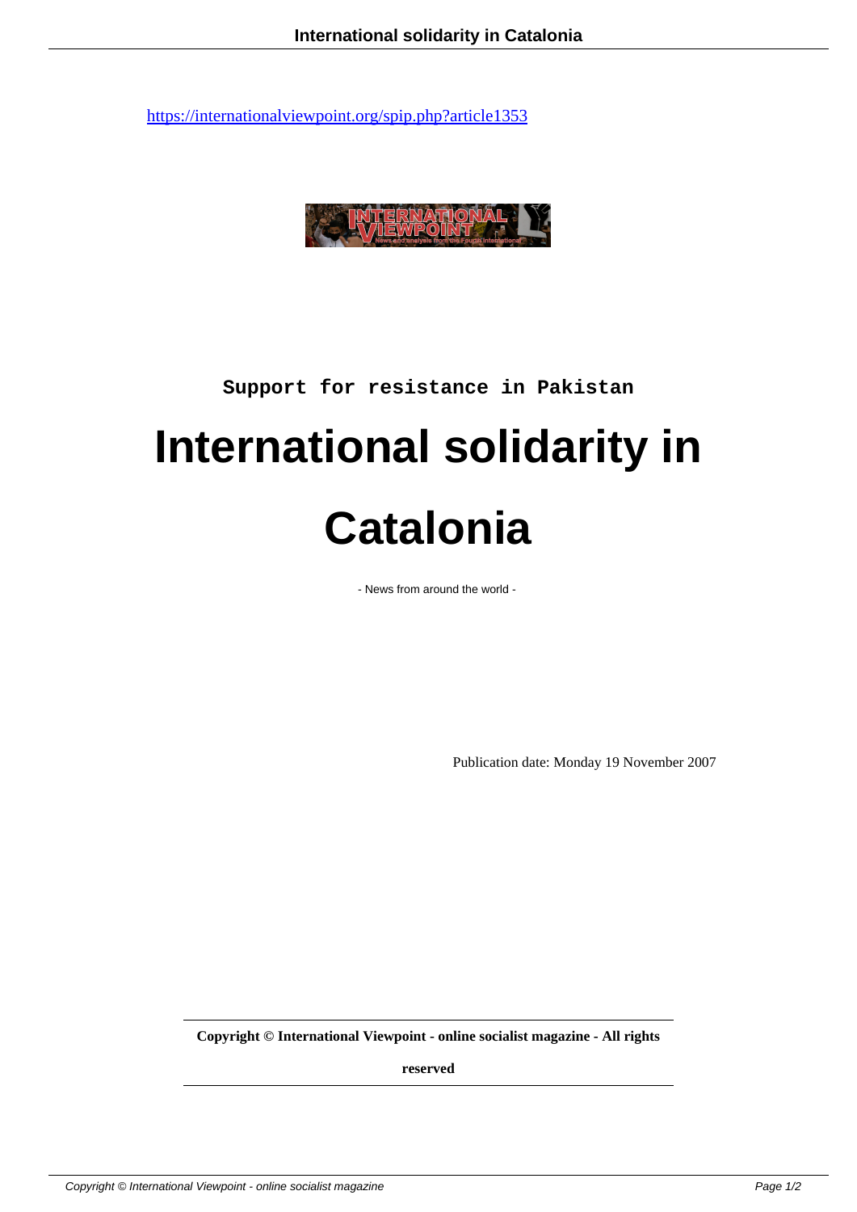https://internationalviewpoint.org/spip.php?article1353

Support for resistance in Pakistan

# International solidarity in Catalonia

- News from around the world -

Publication date: Monday 19 November 2007

**Copyright © International Viewpoint - online socialist magazine - All rights reserved**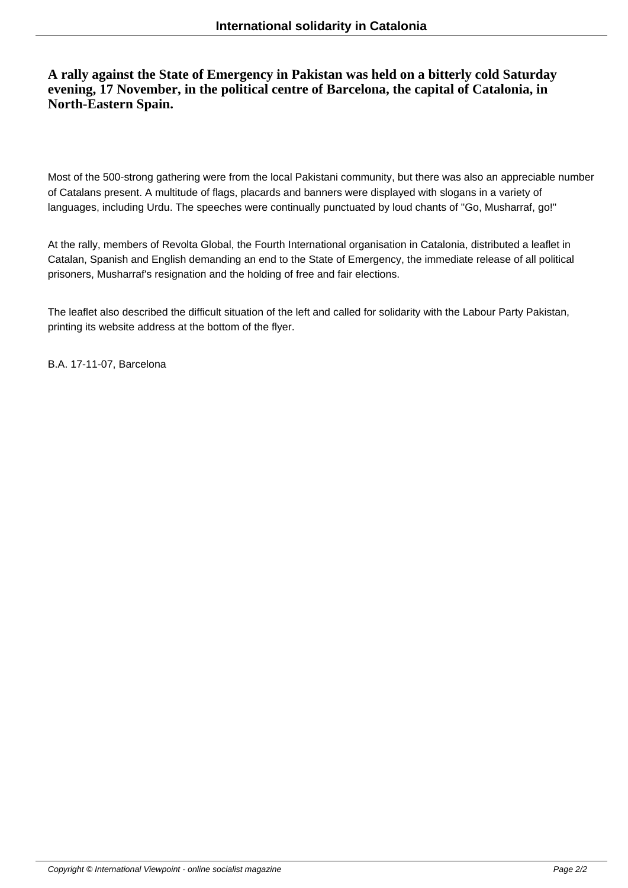**A rally against the State of Emergency in Pakistan was held on a bitterly cold Saturday evening, 17 November, in the political centre of Barcelona, the capital of Catalonia, in North-Eastern Spain.**

Most of the 500-strong gathering were from the local Pakistani community, but there was also an appreciable number of Catalans present. A multitude of flags, placards and banners were displayed with slogans in a variety of languages, including Urdu. The speeches were continually punctuated by loud chants of "Go, Musharraf, go!"

At the rally, members of Revolta Global, the Fourth International organisation in Catalonia, distributed a leaflet in Catalan, Spanish and English demanding an end to the State of Emergency, the immediate release of all political prisoners, Musharraf's resignation and the holding of free and fair elections.

The leaflet also described the difficult situation of the left and called for solidarity with the Labour Party Pakistan, printing its website address at the bottom of the flyer.

B.A. 17-11-07, Barcelona